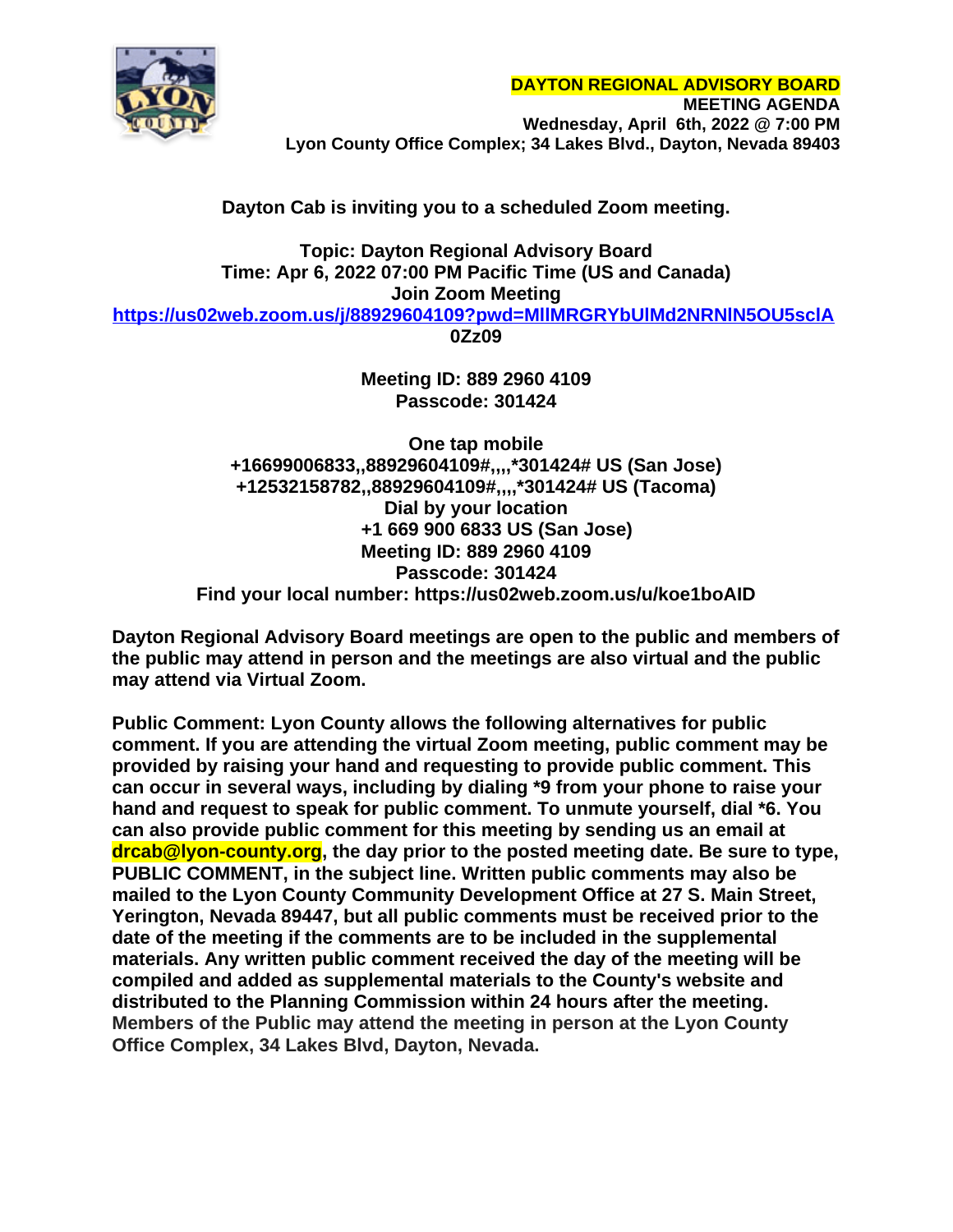**DAYTON REGIONAL ADVISORY BOARD**
**MEETING AGENDA**
**Wednesday, April 6th, 2022 @ 7:00 PM**
**Lyon County Office Complex; 34 Lakes Blvd., Dayton, Nevada 89403**

**Dayton Cab is inviting you to a scheduled Zoom meeting.**

**Topic: Dayton Regional Advisory Board**
**Time: Apr 6, 2022 07:00 PM Pacific Time (US and Canada)**
**Join Zoom Meeting**
**https://us02web.zoom.us/j/88929604109?pwd=MllMRGRYbUlMd2NRNlN5OU5sclA0Zz09**

**Meeting ID: 889 2960 4109**
**Passcode: 301424**

**One tap mobile**
**+16699006833,,88929604109#,,,,*301424# US (San Jose)**
**+12532158782,,88929604109#,,,,*301424# US (Tacoma)**
**Dial by your location**
**+1 669 900 6833 US (San Jose)**
**Meeting ID: 889 2960 4109**
**Passcode: 301424**
**Find your local number: https://us02web.zoom.us/u/koe1boAID**

**Dayton Regional Advisory Board meetings are open to the public and members of the public may attend in person and the meetings are also virtual and the public may attend via Virtual Zoom.**

**Public Comment: Lyon County allows the following alternatives for public comment. If you are attending the virtual Zoom meeting, public comment may be provided by raising your hand and requesting to provide public comment. This can occur in several ways, including by dialing *9 from your phone to raise your hand and request to speak for public comment. To unmute yourself, dial *6. You can also provide public comment for this meeting by sending us an email at drcab@lyon-county.org, the day prior to the posted meeting date. Be sure to type, PUBLIC COMMENT, in the subject line. Written public comments may also be mailed to the Lyon County Community Development Office at 27 S. Main Street, Yerington, Nevada 89447, but all public comments must be received prior to the date of the meeting if the comments are to be included in the supplemental materials. Any written public comment received the day of the meeting will be compiled and added as supplemental materials to the County's website and distributed to the Planning Commission within 24 hours after the meeting. Members of the Public may attend the meeting in person at the Lyon County Office Complex, 34 Lakes Blvd, Dayton, Nevada.**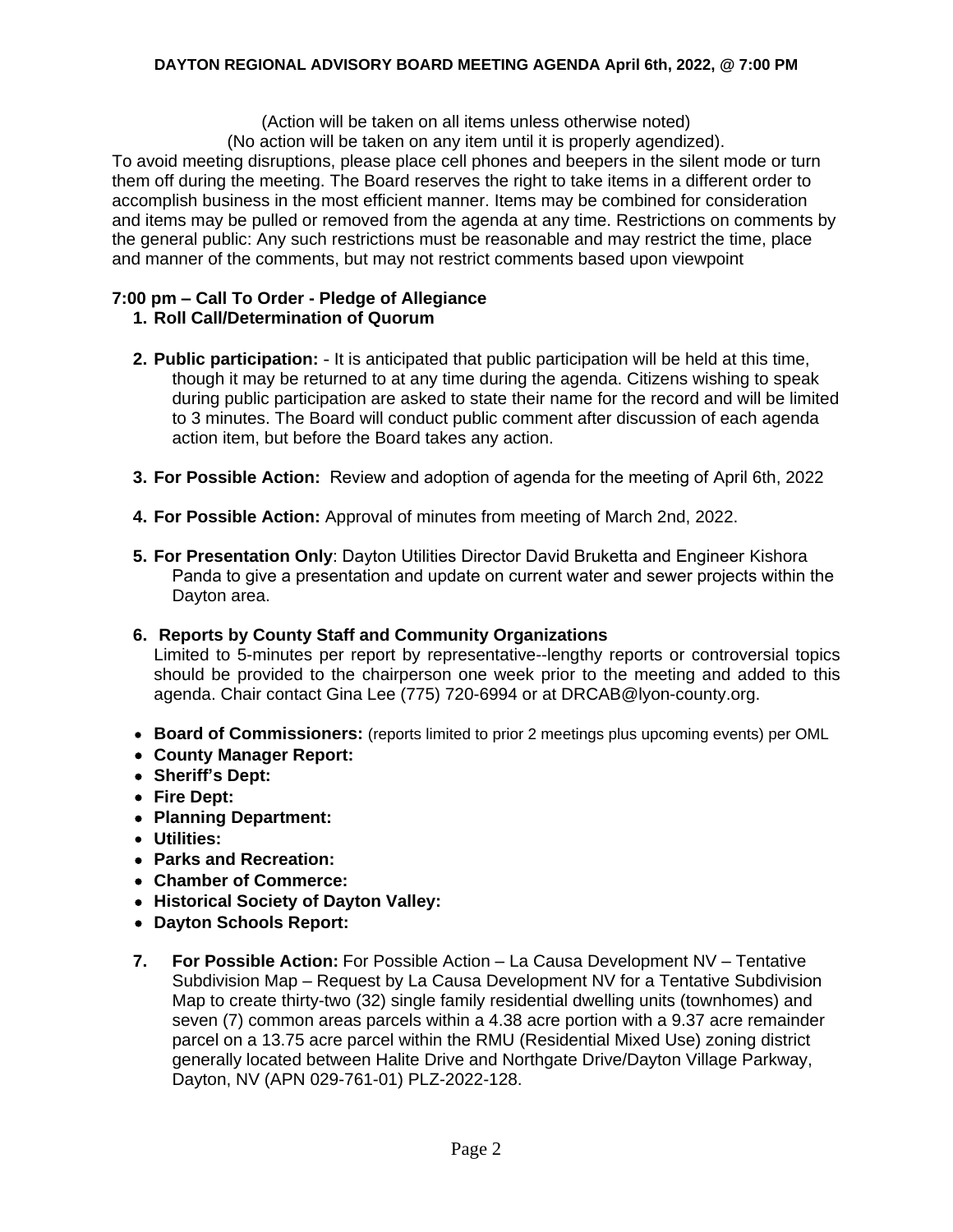**DAYTON REGIONAL ADVISORY BOARD MEETING AGENDA April 6th, 2022, @ 7:00 PM**

(Action will be taken on all items unless otherwise noted)
(No action will be taken on any item until it is properly agendized).

To avoid meeting disruptions, please place cell phones and beepers in the silent mode or turn them off during the meeting. The Board reserves the right to take items in a different order to accomplish business in the most efficient manner. Items may be combined for consideration and items may be pulled or removed from the agenda at any time. Restrictions on comments by the general public: Any such restrictions must be reasonable and may restrict the time, place and manner of the comments, but may not restrict comments based upon viewpoint

**7:00 pm – Call To Order - Pledge of Allegiance**

1. **Roll Call/Determination of Quorum**

2. **Public participation:** - It is anticipated that public participation will be held at this time, though it may be returned to at any time during the agenda. Citizens wishing to speak during public participation are asked to state their name for the record and will be limited to 3 minutes. The Board will conduct public comment after discussion of each agenda action item, but before the Board takes any action.

3. **For Possible Action:** Review and adoption of agenda for the meeting of April 6th, 2022

4. **For Possible Action:** Approval of minutes from meeting of March 2nd, 2022.

5. **For Presentation Only**: Dayton Utilities Director David Bruketta and Engineer Kishora Panda to give a presentation and update on current water and sewer projects within the Dayton area.

6. **Reports by County Staff and Community Organizations**
   Limited to 5-minutes per report by representative--lengthy reports or controversial topics should be provided to the chairperson one week prior to the meeting and added to this agenda. Chair contact Gina Lee (775) 720-6994 or at DRCAB@lyon-county.org.

- **Board of Commissioners:** (reports limited to prior 2 meetings plus upcoming events) per OML
- **County Manager Report:**
- **Sheriff's Dept:**
- **Fire Dept:**
- **Planning Department:**
- **Utilities:**
- **Parks and Recreation:**
- **Chamber of Commerce:**
- **Historical Society of Dayton Valley:**
- **Dayton Schools Report:**

7. **For Possible Action:** For Possible Action – La Causa Development NV – Tentative Subdivision Map – Request by La Causa Development NV for a Tentative Subdivision Map to create thirty-two (32) single family residential dwelling units (townhomes) and seven (7) common areas parcels within a 4.38 acre portion with a 9.37 acre remainder parcel on a 13.75 acre parcel within the RMU (Residential Mixed Use) zoning district generally located between Halite Drive and Northgate Drive/Dayton Village Parkway, Dayton, NV (APN 029-761-01) PLZ-2022-128.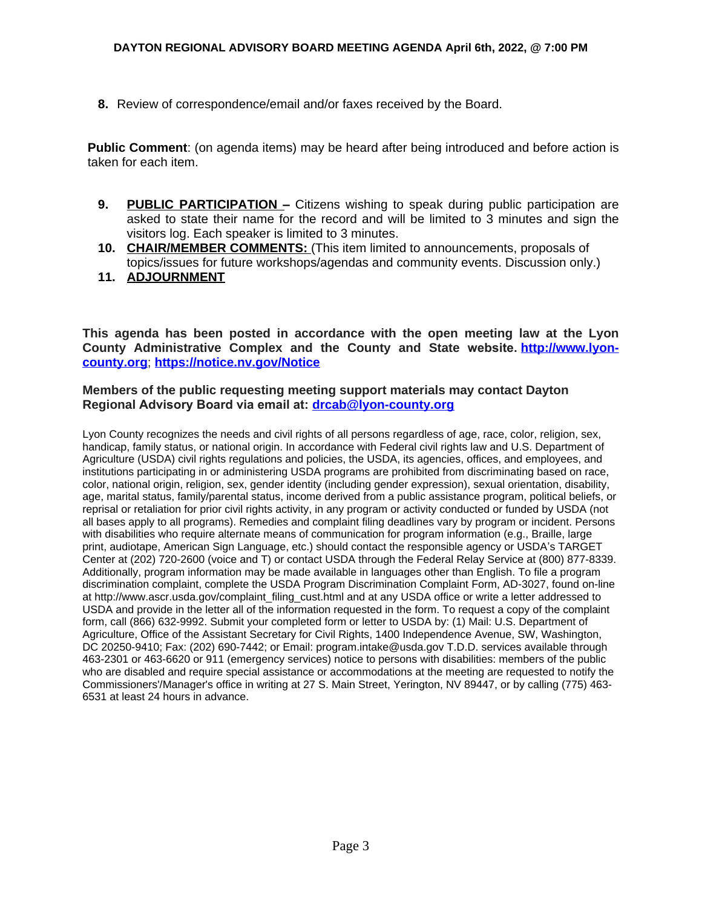8. Review of correspondence/email and/or faxes received by the Board.

**Public Comment**: (on agenda items) may be heard after being introduced and before action is taken for each item.

9. **PUBLIC PARTICIPATION –** Citizens wishing to speak during public participation are asked to state their name for the record and will be limited to 3 minutes and sign the visitors log. Each speaker is limited to 3 minutes.
10. **CHAIR/MEMBER COMMENTS:** (This item limited to announcements, proposals of topics/issues for future workshops/agendas and community events. Discussion only.)
11. **ADJOURNMENT**

**This agenda has been posted in accordance with the open meeting law at the Lyon County Administrative Complex and the County and State website. http://www.lyon-county.org; https://notice.nv.gov/Notice**

**Members of the public requesting meeting support materials may contact Dayton Regional Advisory Board via email at: drcab@lyon-county.org**

Lyon County recognizes the needs and civil rights of all persons regardless of age, race, color, religion, sex, handicap, family status, or national origin. In accordance with Federal civil rights law and U.S. Department of Agriculture (USDA) civil rights regulations and policies, the USDA, its agencies, offices, and employees, and institutions participating in or administering USDA programs are prohibited from discriminating based on race, color, national origin, religion, sex, gender identity (including gender expression), sexual orientation, disability, age, marital status, family/parental status, income derived from a public assistance program, political beliefs, or reprisal or retaliation for prior civil rights activity, in any program or activity conducted or funded by USDA (not all bases apply to all programs). Remedies and complaint filing deadlines vary by program or incident. Persons with disabilities who require alternate means of communication for program information (e.g., Braille, large print, audiotape, American Sign Language, etc.) should contact the responsible agency or USDA's TARGET Center at (202) 720-2600 (voice and T) or contact USDA through the Federal Relay Service at (800) 877-8339. Additionally, program information may be made available in languages other than English. To file a program discrimination complaint, complete the USDA Program Discrimination Complaint Form, AD-3027, found on-line at http://www.ascr.usda.gov/complaint_filing_cust.html and at any USDA office or write a letter addressed to USDA and provide in the letter all of the information requested in the form. To request a copy of the complaint form, call (866) 632-9992. Submit your completed form or letter to USDA by: (1) Mail: U.S. Department of Agriculture, Office of the Assistant Secretary for Civil Rights, 1400 Independence Avenue, SW, Washington, DC 20250-9410; Fax: (202) 690-7442; or Email: program.intake@usda.gov T.D.D. services available through 463-2301 or 463-6620 or 911 (emergency services) notice to persons with disabilities: members of the public who are disabled and require special assistance or accommodations at the meeting are requested to notify the Commissioners'/Manager's office in writing at 27 S. Main Street, Yerington, NV 89447, or by calling (775) 463-6531 at least 24 hours in advance.